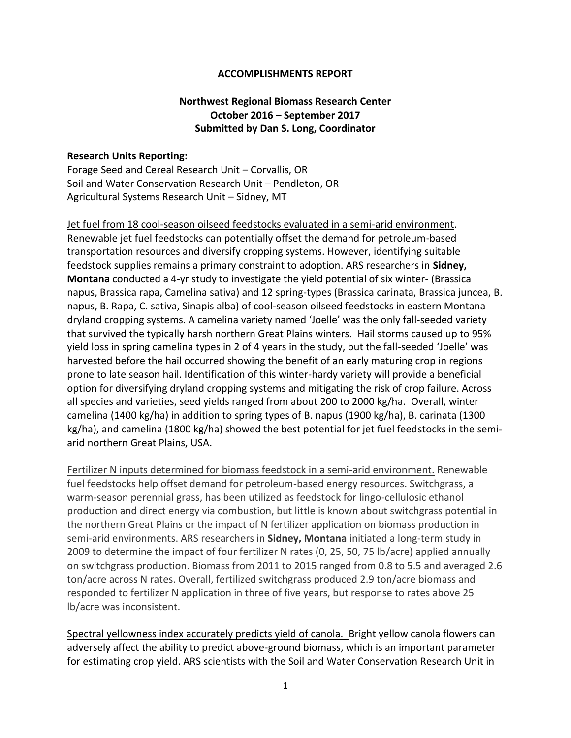**ACCOMPLISHMENTS REPORT**

**Northwest Regional Biomass Research Center**
**October 2016 – September 2017**
**Submitted by Dan S. Long, Coordinator**

**Research Units Reporting:**

Forage Seed and Cereal Research Unit – Corvallis, OR
Soil and Water Conservation Research Unit – Pendleton, OR
Agricultural Systems Research Unit – Sidney, MT

Jet fuel from 18 cool-season oilseed feedstocks evaluated in a semi-arid environment. Renewable jet fuel feedstocks can potentially offset the demand for petroleum-based transportation resources and diversify cropping systems. However, identifying suitable feedstock supplies remains a primary constraint to adoption. ARS researchers in **Sidney, Montana** conducted a 4-yr study to investigate the yield potential of six winter- (Brassica napus, Brassica rapa, Camelina sativa) and 12 spring-types (Brassica carinata, Brassica juncea, B. napus, B. Rapa, C. sativa, Sinapis alba) of cool-season oilseed feedstocks in eastern Montana dryland cropping systems. A camelina variety named 'Joelle' was the only fall-seeded variety that survived the typically harsh northern Great Plains winters. Hail storms caused up to 95% yield loss in spring camelina types in 2 of 4 years in the study, but the fall-seeded 'Joelle' was harvested before the hail occurred showing the benefit of an early maturing crop in regions prone to late season hail. Identification of this winter-hardy variety will provide a beneficial option for diversifying dryland cropping systems and mitigating the risk of crop failure. Across all species and varieties, seed yields ranged from about 200 to 2000 kg/ha. Overall, winter camelina (1400 kg/ha) in addition to spring types of B. napus (1900 kg/ha), B. carinata (1300 kg/ha), and camelina (1800 kg/ha) showed the best potential for jet fuel feedstocks in the semi-arid northern Great Plains, USA.

Fertilizer N inputs determined for biomass feedstock in a semi-arid environment. Renewable fuel feedstocks help offset demand for petroleum-based energy resources. Switchgrass, a warm-season perennial grass, has been utilized as feedstock for lingo-cellulosic ethanol production and direct energy via combustion, but little is known about switchgrass potential in the northern Great Plains or the impact of N fertilizer application on biomass production in semi-arid environments. ARS researchers in **Sidney, Montana** initiated a long-term study in 2009 to determine the impact of four fertilizer N rates (0, 25, 50, 75 lb/acre) applied annually on switchgrass production. Biomass from 2011 to 2015 ranged from 0.8 to 5.5 and averaged 2.6 ton/acre across N rates. Overall, fertilized switchgrass produced 2.9 ton/acre biomass and responded to fertilizer N application in three of five years, but response to rates above 25 lb/acre was inconsistent.

Spectral yellowness index accurately predicts yield of canola. Bright yellow canola flowers can adversely affect the ability to predict above-ground biomass, which is an important parameter for estimating crop yield. ARS scientists with the Soil and Water Conservation Research Unit in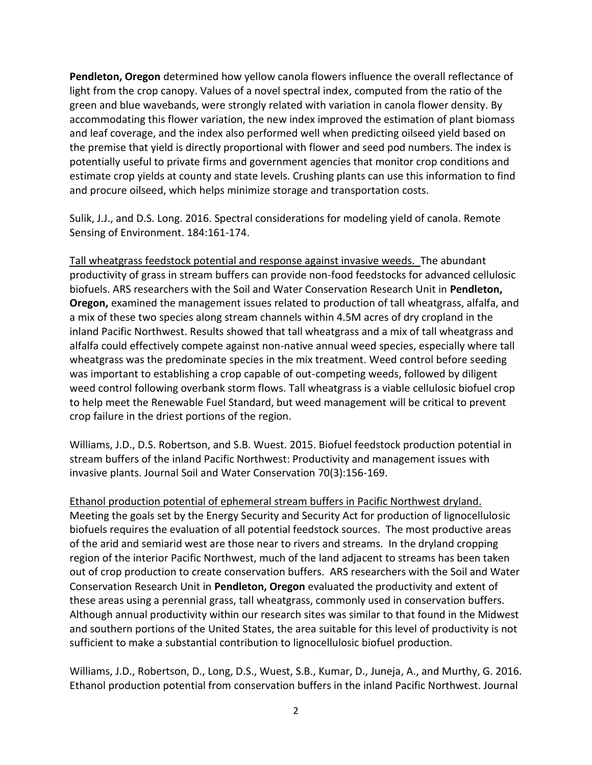**Pendleton, Oregon** determined how yellow canola flowers influence the overall reflectance of light from the crop canopy. Values of a novel spectral index, computed from the ratio of the green and blue wavebands, were strongly related with variation in canola flower density. By accommodating this flower variation, the new index improved the estimation of plant biomass and leaf coverage, and the index also performed well when predicting oilseed yield based on the premise that yield is directly proportional with flower and seed pod numbers. The index is potentially useful to private firms and government agencies that monitor crop conditions and estimate crop yields at county and state levels. Crushing plants can use this information to find and procure oilseed, which helps minimize storage and transportation costs.

Sulik, J.J., and D.S. Long. 2016. Spectral considerations for modeling yield of canola. Remote Sensing of Environment. 184:161-174.

<u>Tall wheatgrass feedstock potential and response against invasive weeds.</u> The abundant productivity of grass in stream buffers can provide non-food feedstocks for advanced cellulosic biofuels. ARS researchers with the Soil and Water Conservation Research Unit in **Pendleton, Oregon,** examined the management issues related to production of tall wheatgrass, alfalfa, and a mix of these two species along stream channels within 4.5M acres of dry cropland in the inland Pacific Northwest. Results showed that tall wheatgrass and a mix of tall wheatgrass and alfalfa could effectively compete against non-native annual weed species, especially where tall wheatgrass was the predominate species in the mix treatment. Weed control before seeding was important to establishing a crop capable of out-competing weeds, followed by diligent weed control following overbank storm flows. Tall wheatgrass is a viable cellulosic biofuel crop to help meet the Renewable Fuel Standard, but weed management will be critical to prevent crop failure in the driest portions of the region.

Williams, J.D., D.S. Robertson, and S.B. Wuest. 2015. Biofuel feedstock production potential in stream buffers of the inland Pacific Northwest: Productivity and management issues with invasive plants. Journal Soil and Water Conservation 70(3):156-169.

<u>Ethanol production potential of ephemeral stream buffers in Pacific Northwest dryland.</u> Meeting the goals set by the Energy Security and Security Act for production of lignocellulosic biofuels requires the evaluation of all potential feedstock sources. The most productive areas of the arid and semiarid west are those near to rivers and streams. In the dryland cropping region of the interior Pacific Northwest, much of the land adjacent to streams has been taken out of crop production to create conservation buffers. ARS researchers with the Soil and Water Conservation Research Unit in **Pendleton, Oregon** evaluated the productivity and extent of these areas using a perennial grass, tall wheatgrass, commonly used in conservation buffers. Although annual productivity within our research sites was similar to that found in the Midwest and southern portions of the United States, the area suitable for this level of productivity is not sufficient to make a substantial contribution to lignocellulosic biofuel production.

Williams, J.D., Robertson, D., Long, D.S., Wuest, S.B., Kumar, D., Juneja, A., and Murthy, G. 2016. Ethanol production potential from conservation buffers in the inland Pacific Northwest. Journal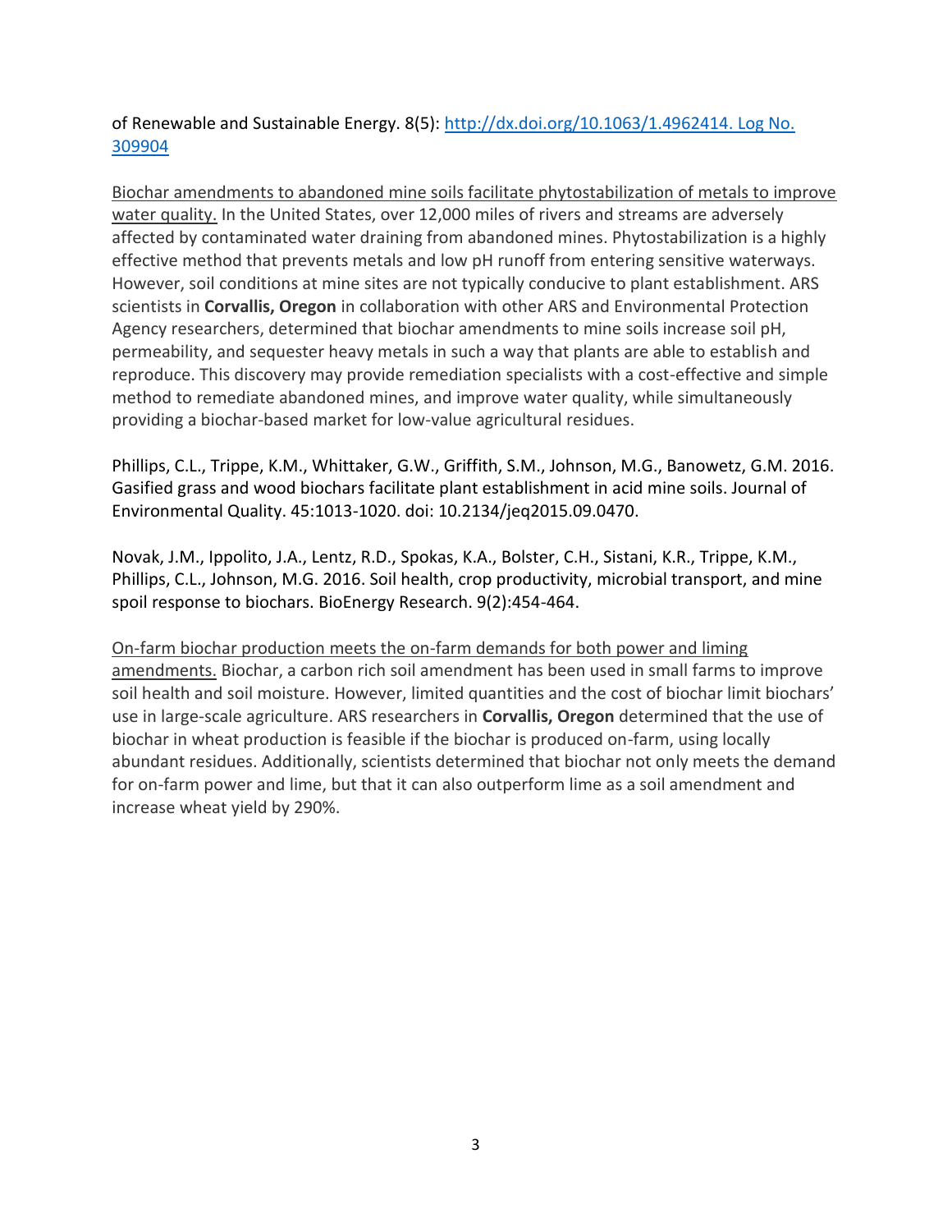of Renewable and Sustainable Energy. 8(5): http://dx.doi.org/10.1063/1.4962414. Log No. 309904

Biochar amendments to abandoned mine soils facilitate phytostabilization of metals to improve water quality. In the United States, over 12,000 miles of rivers and streams are adversely affected by contaminated water draining from abandoned mines. Phytostabilization is a highly effective method that prevents metals and low pH runoff from entering sensitive waterways. However, soil conditions at mine sites are not typically conducive to plant establishment. ARS scientists in **Corvallis, Oregon** in collaboration with other ARS and Environmental Protection Agency researchers, determined that biochar amendments to mine soils increase soil pH, permeability, and sequester heavy metals in such a way that plants are able to establish and reproduce. This discovery may provide remediation specialists with a cost-effective and simple method to remediate abandoned mines, and improve water quality, while simultaneously providing a biochar-based market for low-value agricultural residues.

Phillips, C.L., Trippe, K.M., Whittaker, G.W., Griffith, S.M., Johnson, M.G., Banowetz, G.M. 2016. Gasified grass and wood biochars facilitate plant establishment in acid mine soils. Journal of Environmental Quality. 45:1013-1020. doi: 10.2134/jeq2015.09.0470.

Novak, J.M., Ippolito, J.A., Lentz, R.D., Spokas, K.A., Bolster, C.H., Sistani, K.R., Trippe, K.M., Phillips, C.L., Johnson, M.G. 2016. Soil health, crop productivity, microbial transport, and mine spoil response to biochars. BioEnergy Research. 9(2):454-464.

On-farm biochar production meets the on-farm demands for both power and liming amendments. Biochar, a carbon rich soil amendment has been used in small farms to improve soil health and soil moisture. However, limited quantities and the cost of biochar limit biochars' use in large-scale agriculture. ARS researchers in **Corvallis, Oregon** determined that the use of biochar in wheat production is feasible if the biochar is produced on-farm, using locally abundant residues. Additionally, scientists determined that biochar not only meets the demand for on-farm power and lime, but that it can also outperform lime as a soil amendment and increase wheat yield by 290%.